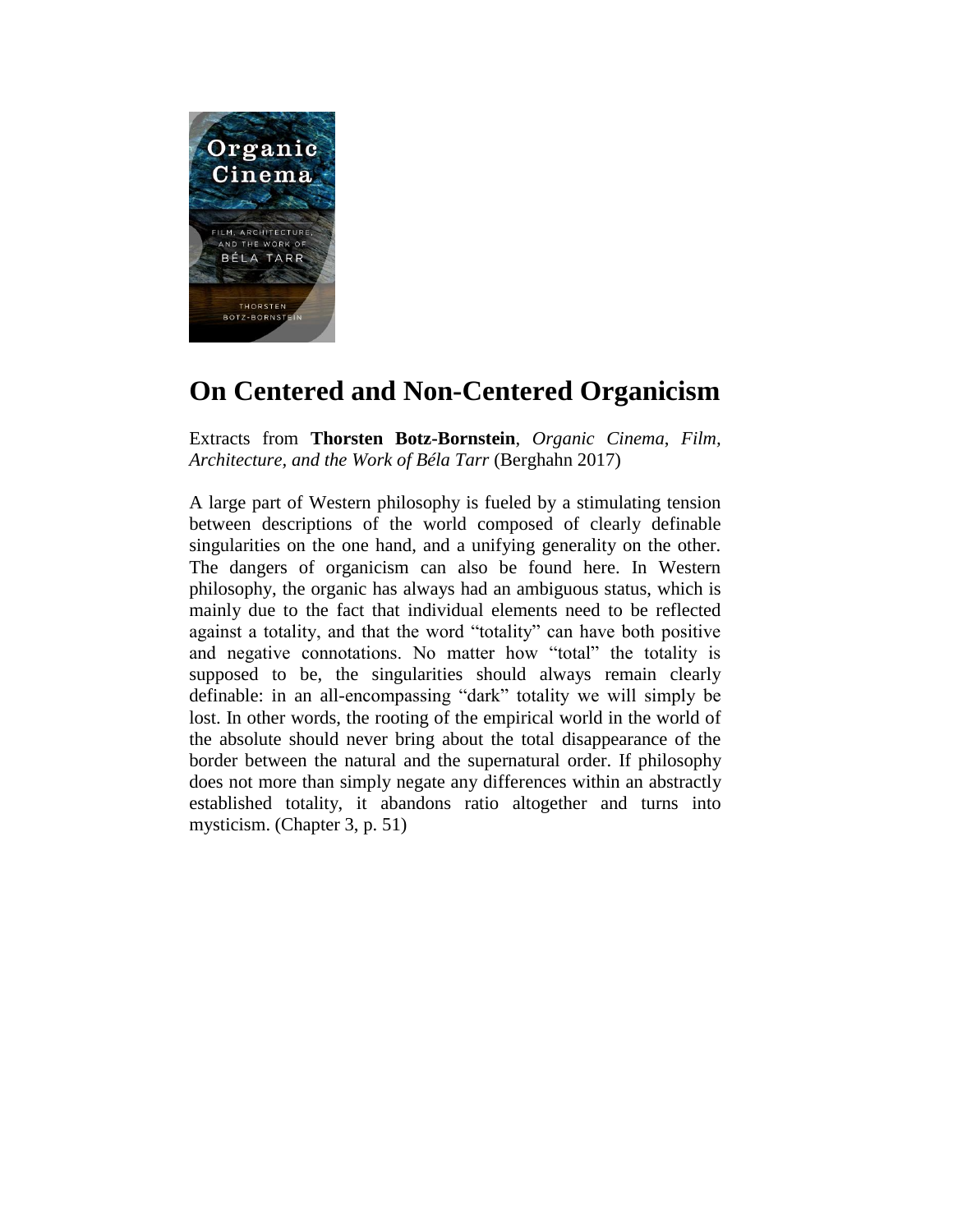# On Centered and Non-Centered Organicism

Extracts from **Thorsten Botz-Bornstein**, *Organic Cinema, Film, Architecture, and the Work of Béla Tarr* (Berghahn 2017)

A large part of Western philosophy is fueled by a stimulating tension between descriptions of the world composed of clearly definable singularities on the one hand, and a unifying generality on the other. The dangers of organicism can also be found here. In Western philosophy, the organic has always had an ambiguous status, which is mainly due to the fact that individual elements need to be reflected against a totality, and that the word "totality" can have both positive and negative connotations. No matter how "total" the totality is supposed to be, the singularities should always remain clearly definable: in an all-encompassing "dark" totality we will simply be lost. In other words, the rooting of the empirical world in the world of the absolute should never bring about the total disappearance of the border between the natural and the supernatural order. If philosophy does not more than simply negate any differences within an abstractly established totality, it abandons ratio altogether and turns into mysticism. (Chapter 3, p. 51)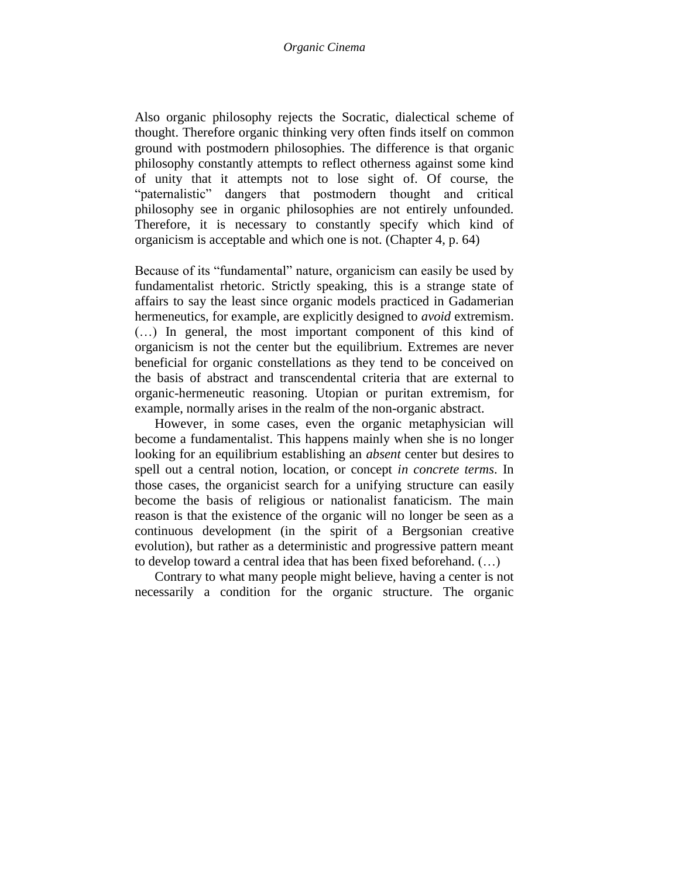Also organic philosophy rejects the Socratic, dialectical scheme of thought. Therefore organic thinking very often finds itself on common ground with postmodern philosophies. The difference is that organic philosophy constantly attempts to reflect otherness against some kind of unity that it attempts not to lose sight of. Of course, the "paternalistic" dangers that postmodern thought and critical philosophy see in organic philosophies are not entirely unfounded. Therefore, it is necessary to constantly specify which kind of organicism is acceptable and which one is not. (Chapter 4, p. 64)

Because of its "fundamental" nature, organicism can easily be used by fundamentalist rhetoric. Strictly speaking, this is a strange state of affairs to say the least since organic models practiced in Gadamerian hermeneutics, for example, are explicitly designed to *avoid* extremism. (…) In general, the most important component of this kind of organicism is not the center but the equilibrium. Extremes are never beneficial for organic constellations as they tend to be conceived on the basis of abstract and transcendental criteria that are external to organic-hermeneutic reasoning. Utopian or puritan extremism, for example, normally arises in the realm of the non-organic abstract.

However, in some cases, even the organic metaphysician will become a fundamentalist. This happens mainly when she is no longer looking for an equilibrium establishing an *absent* center but desires to spell out a central notion, location, or concept *in concrete terms*. In those cases, the organicist search for a unifying structure can easily become the basis of religious or nationalist fanaticism. The main reason is that the existence of the organic will no longer be seen as a continuous development (in the spirit of a Bergsonian creative evolution), but rather as a deterministic and progressive pattern meant to develop toward a central idea that has been fixed beforehand. (…)

Contrary to what many people might believe, having a center is not necessarily a condition for the organic structure. The organic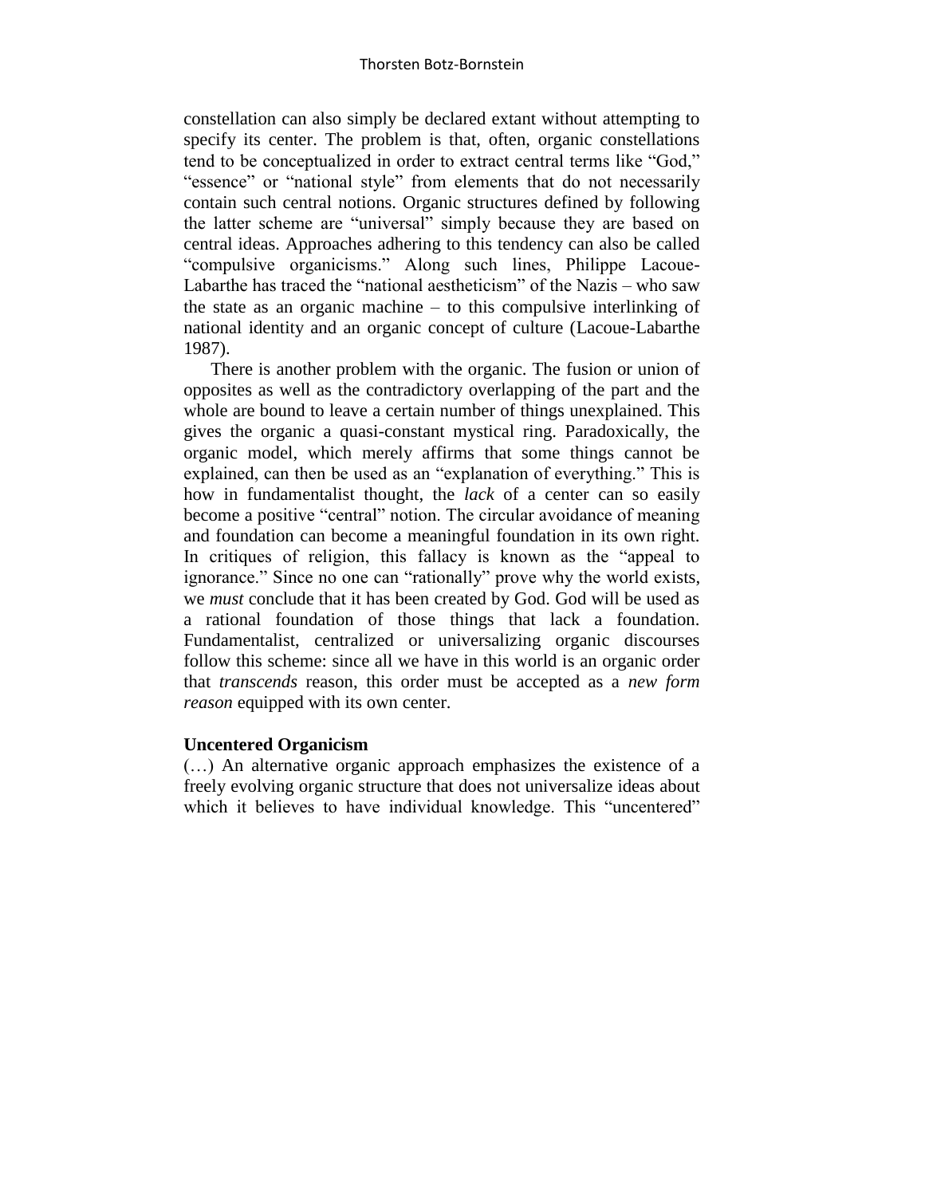constellation can also simply be declared extant without attempting to specify its center. The problem is that, often, organic constellations tend to be conceptualized in order to extract central terms like "God," "essence" or "national style" from elements that do not necessarily contain such central notions. Organic structures defined by following the latter scheme are "universal" simply because they are based on central ideas. Approaches adhering to this tendency can also be called "compulsive organicisms." Along such lines, Philippe Lacoue-Labarthe has traced the "national aestheticism" of the Nazis – who saw the state as an organic machine – to this compulsive interlinking of national identity and an organic concept of culture (Lacoue-Labarthe 1987).

There is another problem with the organic. The fusion or union of opposites as well as the contradictory overlapping of the part and the whole are bound to leave a certain number of things unexplained. This gives the organic a quasi-constant mystical ring. Paradoxically, the organic model, which merely affirms that some things cannot be explained, can then be used as an "explanation of everything." This is how in fundamentalist thought, the *lack* of a center can so easily become a positive "central" notion. The circular avoidance of meaning and foundation can become a meaningful foundation in its own right. In critiques of religion, this fallacy is known as the "appeal to ignorance." Since no one can "rationally" prove why the world exists, we *must* conclude that it has been created by God. God will be used as a rational foundation of those things that lack a foundation. Fundamentalist, centralized or universalizing organic discourses follow this scheme: since all we have in this world is an organic order that *transcends* reason, this order must be accepted as a *new form reason* equipped with its own center.

### Uncentered Organicism

(…) An alternative organic approach emphasizes the existence of a freely evolving organic structure that does not universalize ideas about which it believes to have individual knowledge. This "uncentered"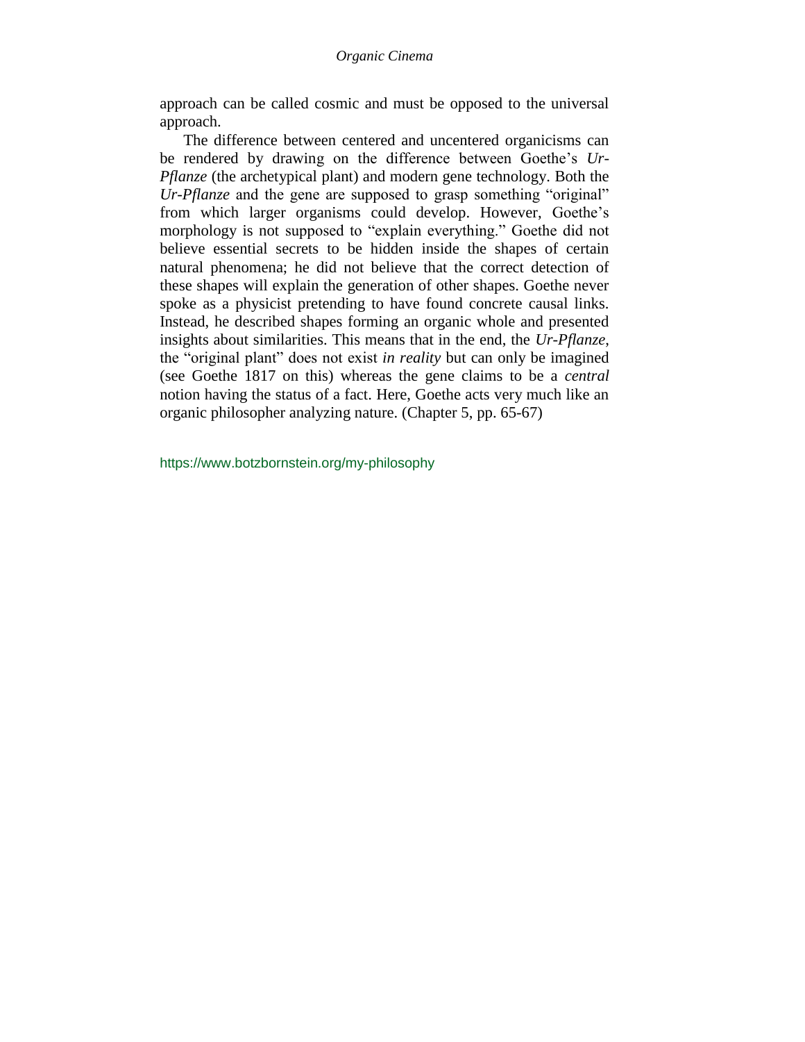approach can be called cosmic and must be opposed to the universal approach.

The difference between centered and uncentered organicisms can be rendered by drawing on the difference between Goethe's *Ur-Pflanze* (the archetypical plant) and modern gene technology. Both the *Ur-Pflanze* and the gene are supposed to grasp something "original" from which larger organisms could develop. However, Goethe's morphology is not supposed to "explain everything." Goethe did not believe essential secrets to be hidden inside the shapes of certain natural phenomena; he did not believe that the correct detection of these shapes will explain the generation of other shapes. Goethe never spoke as a physicist pretending to have found concrete causal links. Instead, he described shapes forming an organic whole and presented insights about similarities. This means that in the end, the *Ur-Pflanze,* the "original plant" does not exist *in reality* but can only be imagined (see Goethe 1817 on this) whereas the gene claims to be a *central* notion having the status of a fact. Here, Goethe acts very much like an organic philosopher analyzing nature. (Chapter 5, pp. 65-67)

https://www.botzbornstein.org/my-philosophy